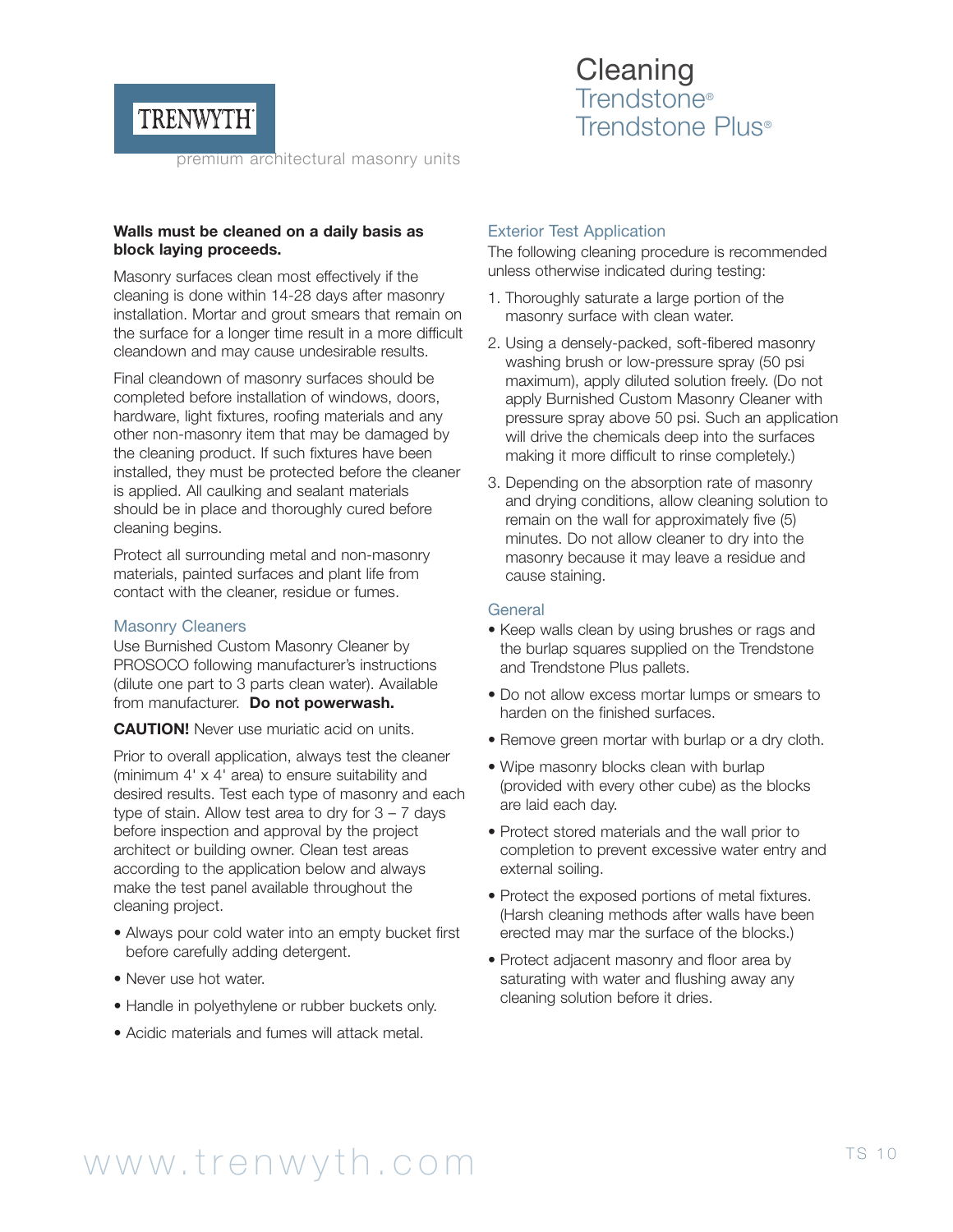TRENWYTH

premium architectural masonry units

# Cleaning
## Trendstone®
## Trendstone Plus®

**Walls must be cleaned on a daily basis as block laying proceeds.**

Masonry surfaces clean most effectively if the cleaning is done within 14-28 days after masonry installation. Mortar and grout smears that remain on the surface for a longer time result in a more difficult cleandown and may cause undesirable results.

Final cleandown of masonry surfaces should be completed before installation of windows, doors, hardware, light fixtures, roofing materials and any other non-masonry item that may be damaged by the cleaning product. If such fixtures have been installed, they must be protected before the cleaner is applied. All caulking and sealant materials should be in place and thoroughly cured before cleaning begins.

Protect all surrounding metal and non-masonry materials, painted surfaces and plant life from contact with the cleaner, residue or fumes.

### Masonry Cleaners

Use Burnished Custom Masonry Cleaner by PROSOCO following manufacturer's instructions (dilute one part to 3 parts clean water). Available from manufacturer. **Do not powerwash.**

**CAUTION!** Never use muriatic acid on units.

Prior to overall application, always test the cleaner (minimum 4' x 4' area) to ensure suitability and desired results. Test each type of masonry and each type of stain. Allow test area to dry for 3 – 7 days before inspection and approval by the project architect or building owner. Clean test areas according to the application below and always make the test panel available throughout the cleaning project.

- Always pour cold water into an empty bucket first before carefully adding detergent.
- Never use hot water.
- Handle in polyethylene or rubber buckets only.
- Acidic materials and fumes will attack metal.

### Exterior Test Application

The following cleaning procedure is recommended unless otherwise indicated during testing:

1. Thoroughly saturate a large portion of the masonry surface with clean water.
2. Using a densely-packed, soft-fibered masonry washing brush or low-pressure spray (50 psi maximum), apply diluted solution freely. (Do not apply Burnished Custom Masonry Cleaner with pressure spray above 50 psi. Such an application will drive the chemicals deep into the surfaces making it more difficult to rinse completely.)
3. Depending on the absorption rate of masonry and drying conditions, allow cleaning solution to remain on the wall for approximately five (5) minutes. Do not allow cleaner to dry into the masonry because it may leave a residue and cause staining.

### General

- Keep walls clean by using brushes or rags and the burlap squares supplied on the Trendstone and Trendstone Plus pallets.
- Do not allow excess mortar lumps or smears to harden on the finished surfaces.
- Remove green mortar with burlap or a dry cloth.
- Wipe masonry blocks clean with burlap (provided with every other cube) as the blocks are laid each day.
- Protect stored materials and the wall prior to completion to prevent excessive water entry and external soiling.
- Protect the exposed portions of metal fixtures. (Harsh cleaning methods after walls have been erected may mar the surface of the blocks.)
- Protect adjacent masonry and floor area by saturating with water and flushing away any cleaning solution before it dries.

www.trenwyth.com

TS 10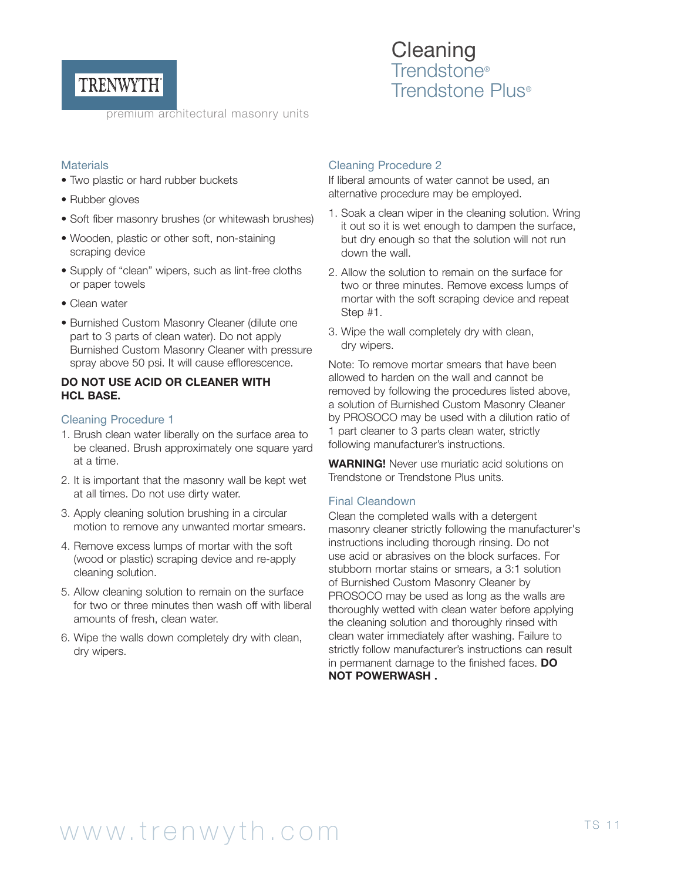TRENWYTH®

premium architectural masonry units

# Cleaning
## Trendstone®
## Trendstone Plus®

### Materials

- Two plastic or hard rubber buckets
- Rubber gloves
- Soft fiber masonry brushes (or whitewash brushes)
- Wooden, plastic or other soft, non-staining scraping device
- Supply of "clean" wipers, such as lint-free cloths or paper towels
- Clean water
- Burnished Custom Masonry Cleaner (dilute one part to 3 parts of clean water). Do not apply Burnished Custom Masonry Cleaner with pressure spray above 50 psi. It will cause efflorescence.

**DO NOT USE ACID OR CLEANER WITH HCL BASE.**

### Cleaning Procedure 1

1. Brush clean water liberally on the surface area to be cleaned. Brush approximately one square yard at a time.
2. It is important that the masonry wall be kept wet at all times. Do not use dirty water.
3. Apply cleaning solution brushing in a circular motion to remove any unwanted mortar smears.
4. Remove excess lumps of mortar with the soft (wood or plastic) scraping device and re-apply cleaning solution.
5. Allow cleaning solution to remain on the surface for two or three minutes then wash off with liberal amounts of fresh, clean water.
6. Wipe the walls down completely dry with clean, dry wipers.

### Cleaning Procedure 2

If liberal amounts of water cannot be used, an alternative procedure may be employed.

1. Soak a clean wiper in the cleaning solution. Wring it out so it is wet enough to dampen the surface, but dry enough so that the solution will not run down the wall.
2. Allow the solution to remain on the surface for two or three minutes. Remove excess lumps of mortar with the soft scraping device and repeat Step #1.
3. Wipe the wall completely dry with clean, dry wipers.

Note: To remove mortar smears that have been allowed to harden on the wall and cannot be removed by following the procedures listed above, a solution of Burnished Custom Masonry Cleaner by PROSOCO may be used with a dilution ratio of 1 part cleaner to 3 parts clean water, strictly following manufacturer's instructions.

**WARNING!** Never use muriatic acid solutions on Trendstone or Trendstone Plus units.

### Final Cleandown

Clean the completed walls with a detergent masonry cleaner strictly following the manufacturer's instructions including thorough rinsing. Do not use acid or abrasives on the block surfaces. For stubborn mortar stains or smears, a 3:1 solution of Burnished Custom Masonry Cleaner by PROSOCO may be used as long as the walls are thoroughly wetted with clean water before applying the cleaning solution and thoroughly rinsed with clean water immediately after washing. Failure to strictly follow manufacturer's instructions can result in permanent damage to the finished faces. **DO NOT POWERWASH .**

www.trenwyth.com

TS 11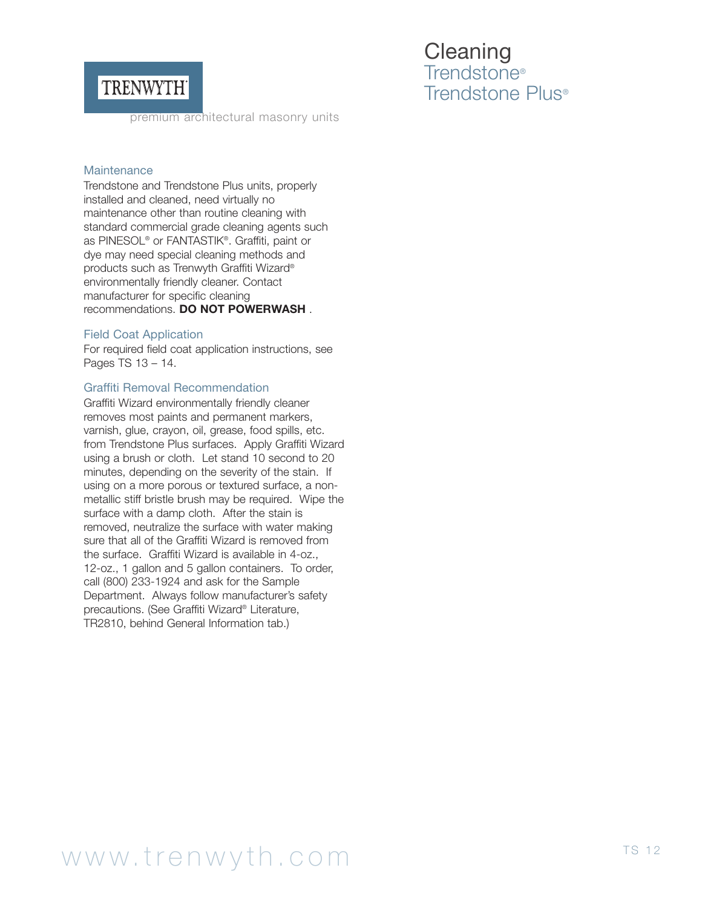TRENWYTH

premium architectural masonry units

# Cleaning
## Trendstone®
## Trendstone Plus®

### Maintenance

Trendstone and Trendstone Plus units, properly installed and cleaned, need virtually no maintenance other than routine cleaning with standard commercial grade cleaning agents such as PINESOL® or FANTASTIK®. Graffiti, paint or dye may need special cleaning methods and products such as Trenwyth Graffiti Wizard® environmentally friendly cleaner. Contact manufacturer for specific cleaning recommendations. **DO NOT POWERWASH** .

### Field Coat Application

For required field coat application instructions, see Pages TS 13 – 14.

### Graffiti Removal Recommendation

Graffiti Wizard environmentally friendly cleaner removes most paints and permanent markers, varnish, glue, crayon, oil, grease, food spills, etc. from Trendstone Plus surfaces. Apply Graffiti Wizard using a brush or cloth. Let stand 10 second to 20 minutes, depending on the severity of the stain. If using on a more porous or textured surface, a non-metallic stiff bristle brush may be required. Wipe the surface with a damp cloth. After the stain is removed, neutralize the surface with water making sure that all of the Graffiti Wizard is removed from the surface. Graffiti Wizard is available in 4-oz., 12-oz., 1 gallon and 5 gallon containers. To order, call (800) 233-1924 and ask for the Sample Department. Always follow manufacturer's safety precautions. (See Graffiti Wizard® Literature, TR2810, behind General Information tab.)

www.trenwyth.com